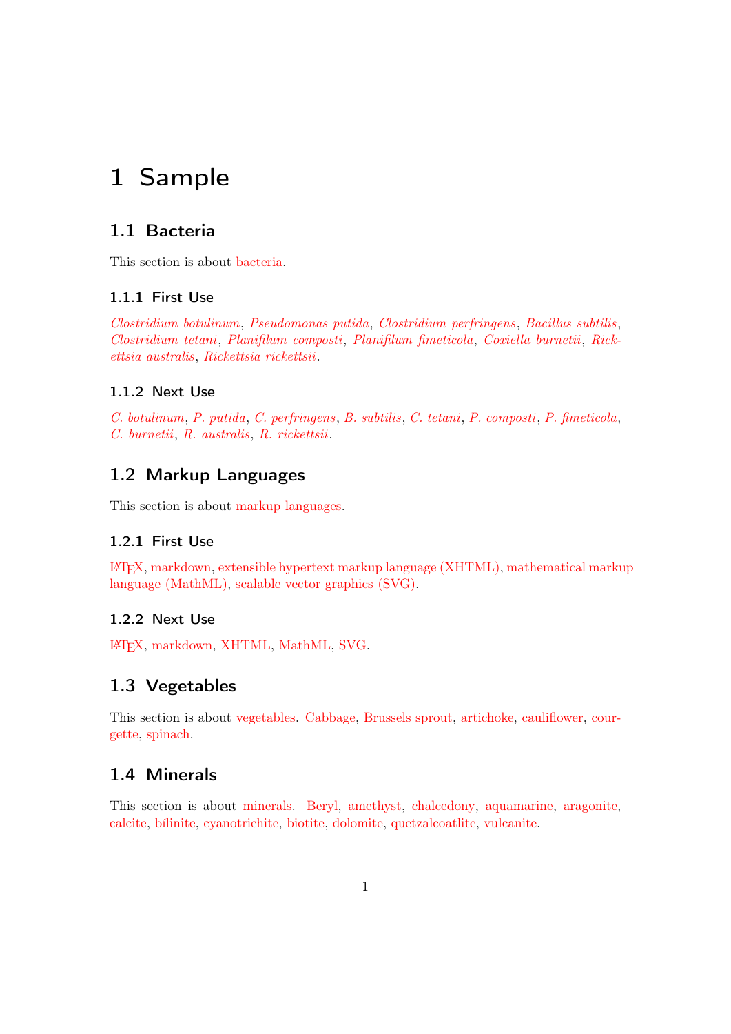# 1 Sample

## 1.1 Bacteria

This section is about bacteria.

### 1.1.1 First Use

*Clostridium botulinum*, *Pseudomonas putida*, *Clostridium perfringens*, *Bacillus subtilis*, *Clostridium tetani*, *Planifilum composti*, *Planifilum fimeticola*, *Coxiella burnetii*, *Rickettsia australis*, *Rickettsia rickettsii*.

### 1.1.2 Next Use

*C. botulinum*, *P. putida*, *C. perfringens*, *B. subtilis*, *C. tetani*, *P. composti*, *P. fimeticola*, *C. burnetii*, *R. australis*, *R. rickettsii*.

## 1.2 Markup Languages

This section is about markup languages.

### 1.2.1 First Use

LaTeX, markdown, extensible hypertext markup language (XHTML), mathematical markup language (MathML), scalable vector graphics (SVG).

### 1.2.2 Next Use

LaTeX, markdown, XHTML, MathML, SVG.

## 1.3 Vegetables

This section is about vegetables. Cabbage, Brussels sprout, artichoke, cauliflower, courgette, spinach.

## 1.4 Minerals

This section is about minerals. Beryl, amethyst, chalcedony, aquamarine, aragonite, calcite, bílinite, cyanotrichite, biotite, dolomite, quetzalcoatlite, vulcanite.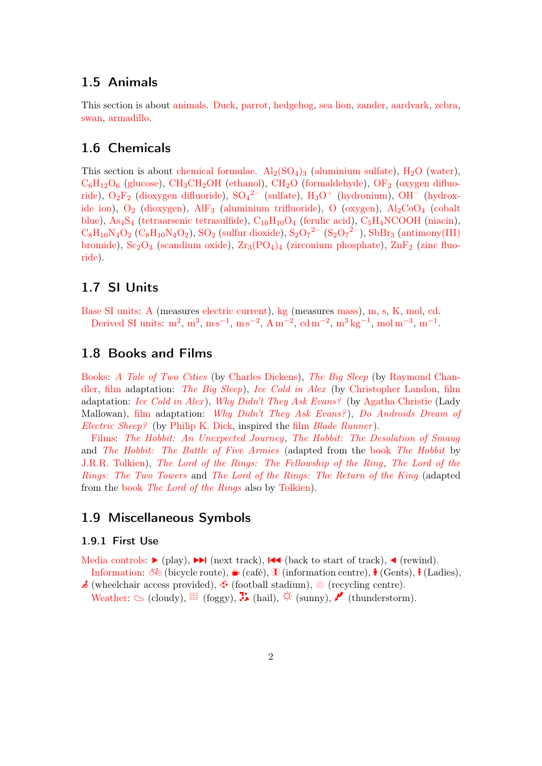## 1.5 Animals

This section is about animals. Duck, parrot, hedgehog, sea lion, zander, aardvark, zebra, swan, armadillo.

## 1.6 Chemicals

This section is about chemical formulae. $Al_2(SO_4)_3$ (aluminium sulfate), $H_2O$ (water), $C_6H_{12}O_6$ (glucose), $CH_3CH_2OH$ (ethanol), $CH_2O$ (formaldehyde), $OF_2$ (oxygen difluoride), $O_2F_2$ (dioxygen difluoride), $SO_4{}^{2-}$ (sulfate), $H_3O^+$ (hydronium), $OH^-$ (hydroxide ion), $O_2$ (dioxygen), $AlF_3$ (aluminium trifluoride), O (oxygen), $Al_2CoO_4$ (cobalt blue), $As_4S_4$ (tetraarsenic tetrasulfide), $C_{10}H_{10}O_4$ (ferulic acid), $C_5H_4NCOOH$ (niacin), $C_8H_{10}N_4O_2$ ($C_8H_{10}N_4O_2$), $SO_2$ (sulfur dioxide), $S_2O_7{}^{2-}$ ($S_2O_7{}^{2-}$), $SbBr_3$ (antimony(III) bromide), $Sc_2O_3$ (scandium oxide), $Zr_3(PO_4)_4$ (zirconium phosphate), $ZnF_2$ (zinc fluoride).

## 1.7 SI Units

Base SI units: A (measures electric current), kg (measures mass), m, s, K, mol, cd.

Derived SI units: $m^2$, $m^3$, $m\,s^{-1}$, $m\,s^{-2}$, $A\,m^{-2}$, $cd\,m^{-2}$, $m^3\,kg^{-1}$, $mol\,m^{-3}$, $m^{-1}$.

## 1.8 Books and Films

Books: *A Tale of Two Cities* (by Charles Dickens), *The Big Sleep* (by Raymond Chandler, film adaptation: *The Big Sleep*), *Ice Cold in Alex* (by Christopher Landon, film adaptation: *Ice Cold in Alex*), *Why Didn't They Ask Evans?* (by Agatha Christie (Lady Mallowan), film adaptation: *Why Didn't They Ask Evans?*), *Do Androids Dream of Electric Sheep?* (by Philip K. Dick, inspired the film *Blade Runner*).

Films: *The Hobbit: An Unexpected Journey*, *The Hobbit: The Desolation of Smaug* and *The Hobbit: The Battle of Five Armies* (adapted from the book *The Hobbit* by J.R.R. Tolkien), *The Lord of the Rings: The Fellowship of the Ring*, *The Lord of the Rings: The Two Towers* and *The Lord of the Rings: The Return of the King* (adapted from the book *The Lord of the Rings* also by Tolkien).

## 1.9 Miscellaneous Symbols

### 1.9.1 First Use

Media controls: ▶ (play), ⏭ (next track), ⏮ (back to start of track), ◀ (rewind).

Information: 🚲 (bicycle route), ☕ (café), ℹ (information centre), 🚹 (Gents), 🚺 (Ladies), ♿ (wheelchair access provided), ⚽ (football stadium), ♲ (recycling centre).

Weather: ☁ (cloudy), ▤ (foggy), ⁂ (hail), ☼ (sunny), ⚡ (thunderstorm).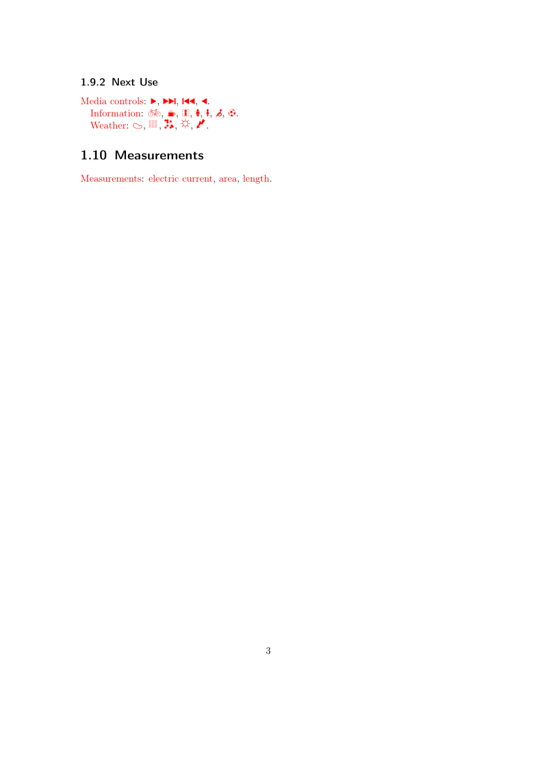### 1.9.2 Next Use

Media controls: ▶, ⏭, ⏮, ◀.
Information: 🚲, ☕, ℹ, 🚹, 🚺, ♿, 🛟.
Weather: ☁, 🌫, ❄, ☀, ⚡.

## 1.10 Measurements

Measurements: electric current, area, length.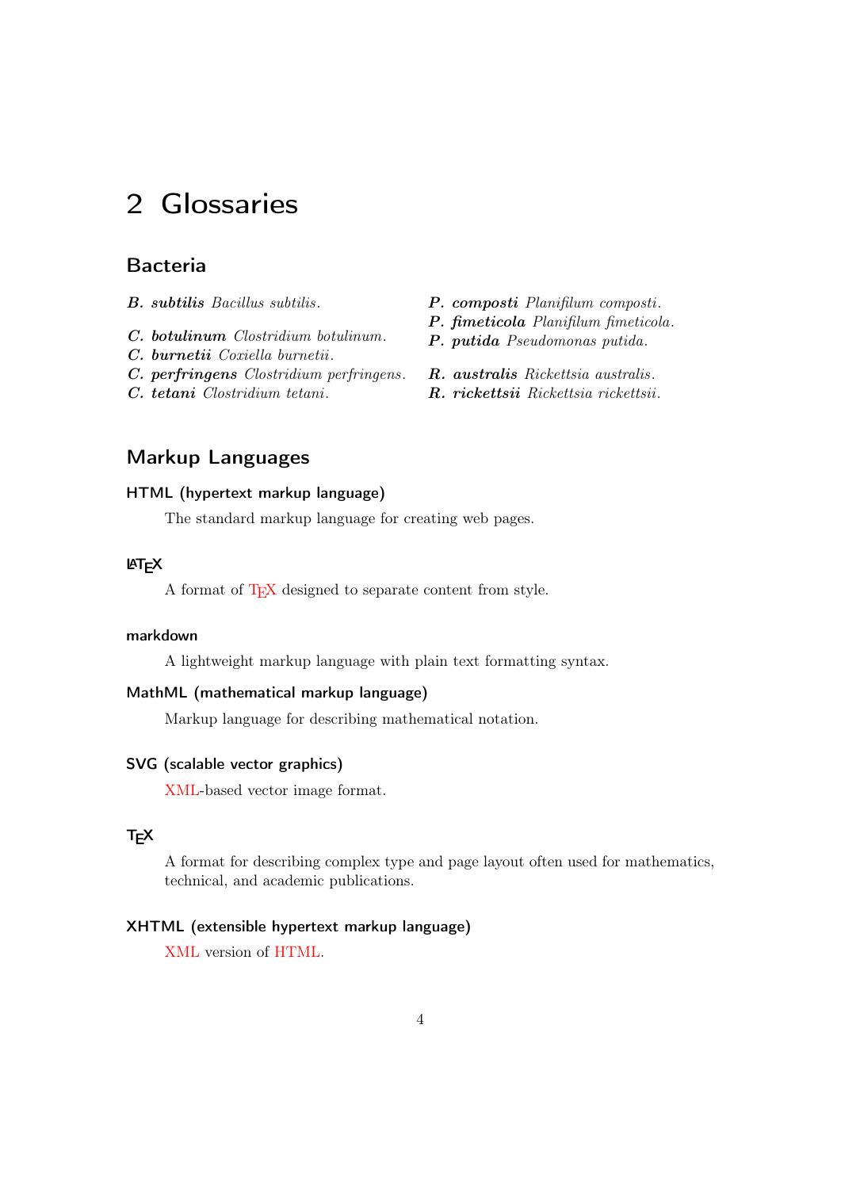# 2 Glossaries

## Bacteria

***B. subtilis*** *Bacillus subtilis.*

***C. botulinum*** *Clostridium botulinum.*
***C. burnetii*** *Coxiella burnetii.*
***C. perfringens*** *Clostridium perfringens.*
***C. tetani*** *Clostridium tetani.*

***P. composti*** *Planifilum composti.*
***P. fimeticola*** *Planifilum fimeticola.*
***P. putida*** *Pseudomonas putida.*

***R. australis*** *Rickettsia australis.*
***R. rickettsii*** *Rickettsia rickettsii.*

## Markup Languages

### HTML (hypertext markup language)

The standard markup language for creating web pages.

### LaTeX

A format of TeX designed to separate content from style.

### markdown

A lightweight markup language with plain text formatting syntax.

### MathML (mathematical markup language)

Markup language for describing mathematical notation.

### SVG (scalable vector graphics)

XML-based vector image format.

### TeX

A format for describing complex type and page layout often used for mathematics, technical, and academic publications.

### XHTML (extensible hypertext markup language)

XML version of HTML.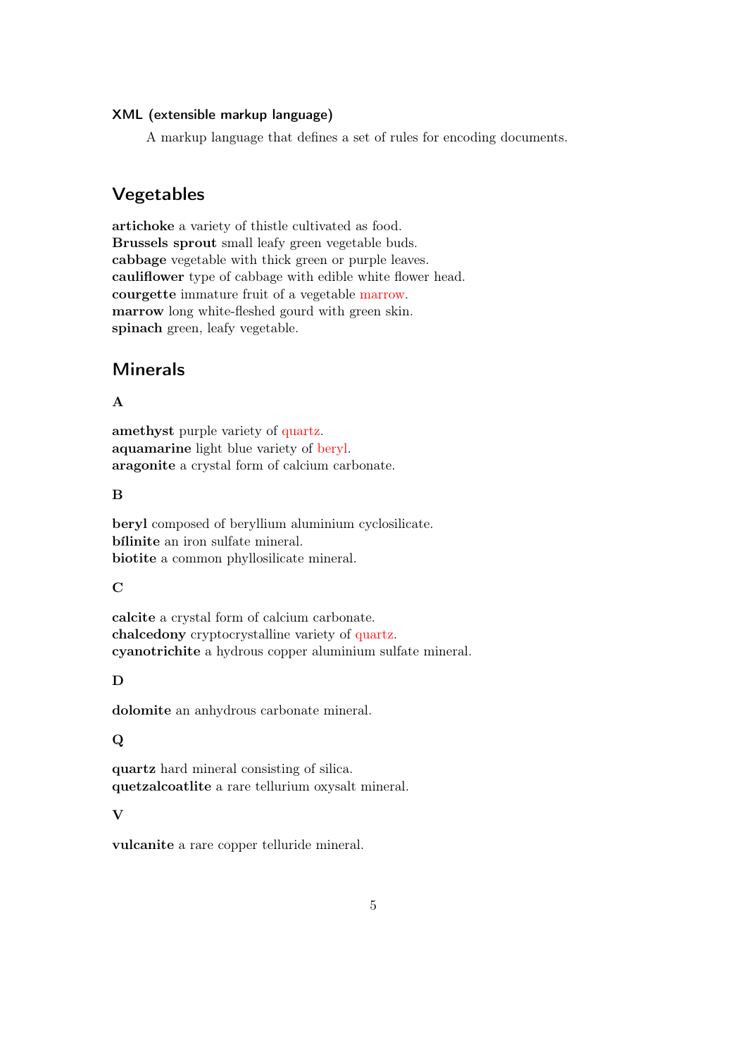#### XML (extensible markup language)

A markup language that defines a set of rules for encoding documents.

## Vegetables

**artichoke** a variety of thistle cultivated as food.
**Brussels sprout** small leafy green vegetable buds.
**cabbage** vegetable with thick green or purple leaves.
**cauliflower** type of cabbage with edible white flower head.
**courgette** immature fruit of a vegetable marrow.
**marrow** long white-fleshed gourd with green skin.
**spinach** green, leafy vegetable.

## Minerals

### A

**amethyst** purple variety of quartz.
**aquamarine** light blue variety of beryl.
**aragonite** a crystal form of calcium carbonate.

### B

**beryl** composed of beryllium aluminium cyclosilicate.
**bílinite** an iron sulfate mineral.
**biotite** a common phyllosilicate mineral.

### C

**calcite** a crystal form of calcium carbonate.
**chalcedony** cryptocrystalline variety of quartz.
**cyanotrichite** a hydrous copper aluminium sulfate mineral.

### D

**dolomite** an anhydrous carbonate mineral.

### Q

**quartz** hard mineral consisting of silica.
**quetzalcoatlite** a rare tellurium oxysalt mineral.

### V

**vulcanite** a rare copper telluride mineral.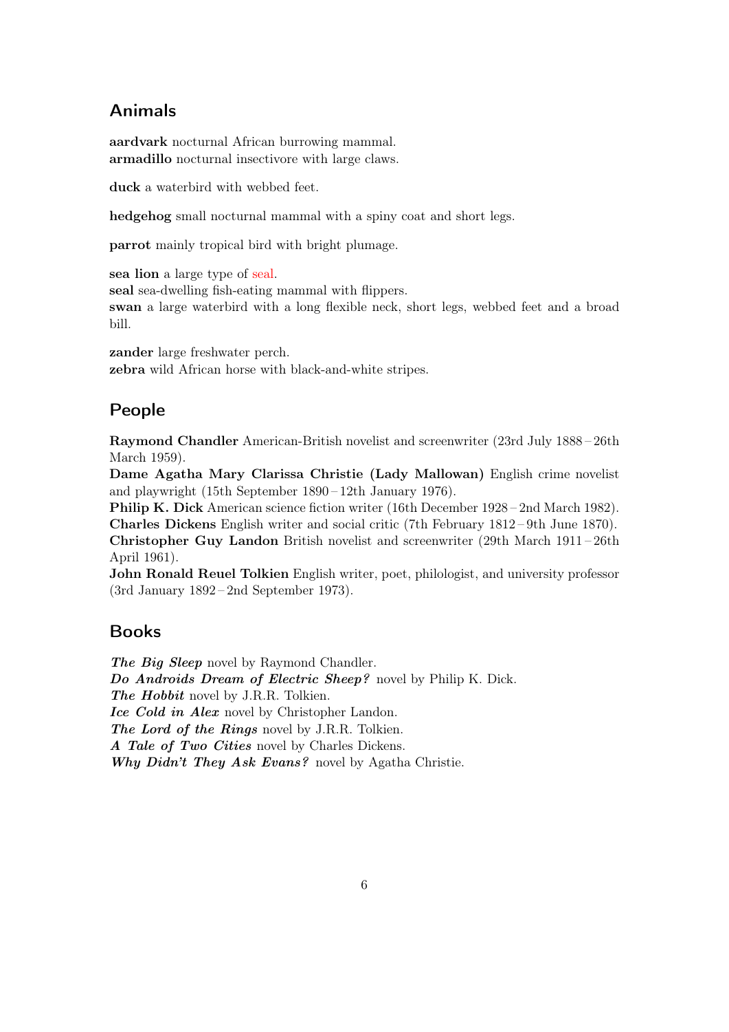## Animals

**aardvark** nocturnal African burrowing mammal.
**armadillo** nocturnal insectivore with large claws.

**duck** a waterbird with webbed feet.

**hedgehog** small nocturnal mammal with a spiny coat and short legs.

**parrot** mainly tropical bird with bright plumage.

**sea lion** a large type of seal.
**seal** sea-dwelling fish-eating mammal with flippers.
**swan** a large waterbird with a long flexible neck, short legs, webbed feet and a broad bill.

**zander** large freshwater perch.
**zebra** wild African horse with black-and-white stripes.

## People

**Raymond Chandler** American-British novelist and screenwriter (23rd July 1888 – 26th March 1959).
**Dame Agatha Mary Clarissa Christie (Lady Mallowan)** English crime novelist and playwright (15th September 1890 – 12th January 1976).
**Philip K. Dick** American science fiction writer (16th December 1928 – 2nd March 1982).
**Charles Dickens** English writer and social critic (7th February 1812 – 9th June 1870).
**Christopher Guy Landon** British novelist and screenwriter (29th March 1911 – 26th April 1961).
**John Ronald Reuel Tolkien** English writer, poet, philologist, and university professor (3rd January 1892 – 2nd September 1973).

## Books

***The Big Sleep*** novel by Raymond Chandler.
***Do Androids Dream of Electric Sheep?*** novel by Philip K. Dick.
***The Hobbit*** novel by J.R.R. Tolkien.
***Ice Cold in Alex*** novel by Christopher Landon.
***The Lord of the Rings*** novel by J.R.R. Tolkien.
***A Tale of Two Cities*** novel by Charles Dickens.
***Why Didn't They Ask Evans?*** novel by Agatha Christie.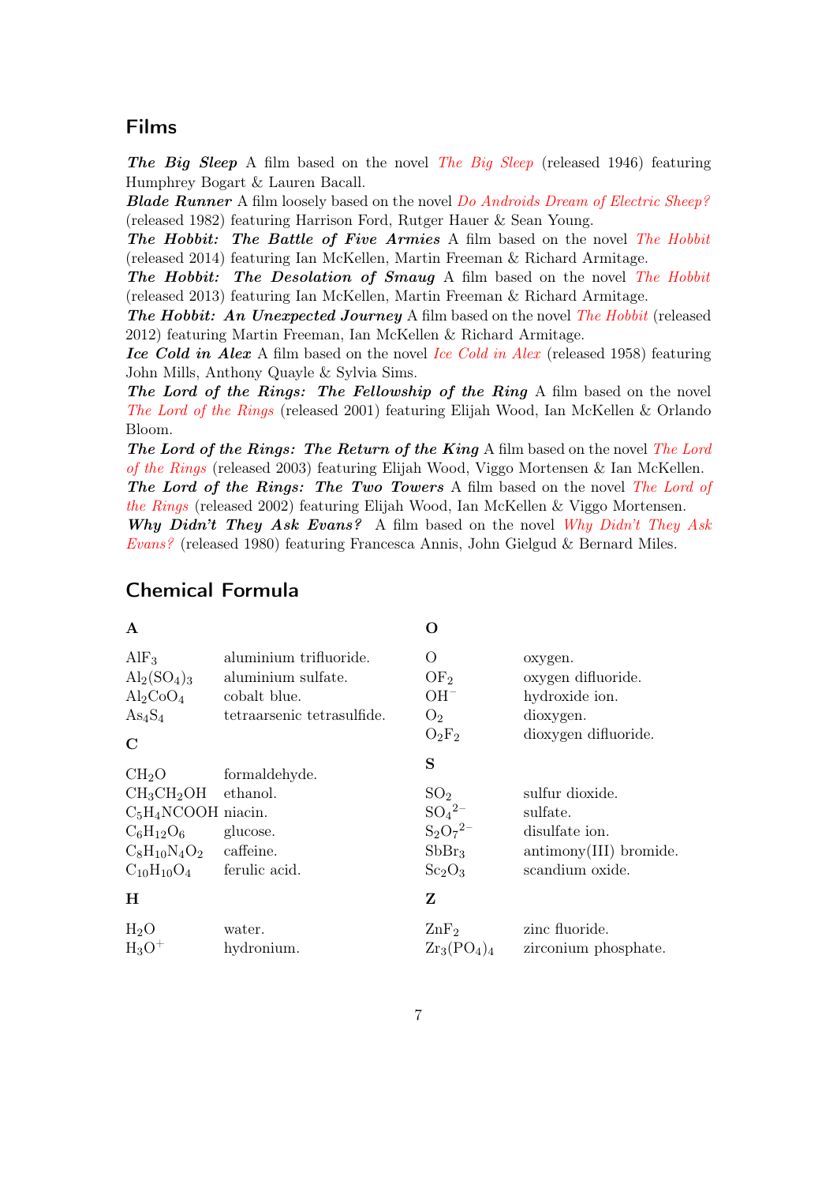## Films

***The Big Sleep*** A film based on the novel *The Big Sleep* (released 1946) featuring Humphrey Bogart & Lauren Bacall.
***Blade Runner*** A film loosely based on the novel *Do Androids Dream of Electric Sheep?* (released 1982) featuring Harrison Ford, Rutger Hauer & Sean Young.
***The Hobbit: The Battle of Five Armies*** A film based on the novel *The Hobbit* (released 2014) featuring Ian McKellen, Martin Freeman & Richard Armitage.
***The Hobbit: The Desolation of Smaug*** A film based on the novel *The Hobbit* (released 2013) featuring Ian McKellen, Martin Freeman & Richard Armitage.
***The Hobbit: An Unexpected Journey*** A film based on the novel *The Hobbit* (released 2012) featuring Martin Freeman, Ian McKellen & Richard Armitage.
***Ice Cold in Alex*** A film based on the novel *Ice Cold in Alex* (released 1958) featuring John Mills, Anthony Quayle & Sylvia Sims.
***The Lord of the Rings: The Fellowship of the Ring*** A film based on the novel *The Lord of the Rings* (released 2001) featuring Elijah Wood, Ian McKellen & Orlando Bloom.
***The Lord of the Rings: The Return of the King*** A film based on the novel *The Lord of the Rings* (released 2003) featuring Elijah Wood, Viggo Mortensen & Ian McKellen.
***The Lord of the Rings: The Two Towers*** A film based on the novel *The Lord of the Rings* (released 2002) featuring Elijah Wood, Ian McKellen & Viggo Mortensen.
***Why Didn't They Ask Evans?*** A film based on the novel *Why Didn't They Ask Evans?* (released 1980) featuring Francesca Annis, John Gielgud & Bernard Miles.

## Chemical Formula

**A**

| | |
|---|---|
| $AlF_3$ | aluminium trifluoride. |
| $Al_2(SO_4)_3$ | aluminium sulfate. |
| $Al_2CoO_4$ | cobalt blue. |
| $As_4S_4$ | tetraarsenic tetrasulfide. |

**C**

| | |
|---|---|
| $CH_2O$ | formaldehyde. |
| $CH_3CH_2OH$ | ethanol. |
| $C_5H_4NCOOH$ | niacin. |
| $C_6H_{12}O_6$ | glucose. |
| $C_8H_{10}N_4O_2$ | caffeine. |
| $C_{10}H_{10}O_4$ | ferulic acid. |

**H**

| | |
|---|---|
| $H_2O$ | water. |
| $H_3O^+$ | hydronium. |

**O**

| | |
|---|---|
| $O$ | oxygen. |
| $OF_2$ | oxygen difluoride. |
| $OH^-$ | hydroxide ion. |
| $O_2$ | dioxygen. |
| $O_2F_2$ | dioxygen difluoride. |

**S**

| | |
|---|---|
| $SO_2$ | sulfur dioxide. |
| $SO_4{}^{2-}$ | sulfate. |
| $S_2O_7{}^{2-}$ | disulfate ion. |
| $SbBr_3$ | antimony(III) bromide. |
| $Sc_2O_3$ | scandium oxide. |

**Z**

| | |
|---|---|
| $ZnF_2$ | zinc fluoride. |
| $Zr_3(PO_4)_4$ | zirconium phosphate. |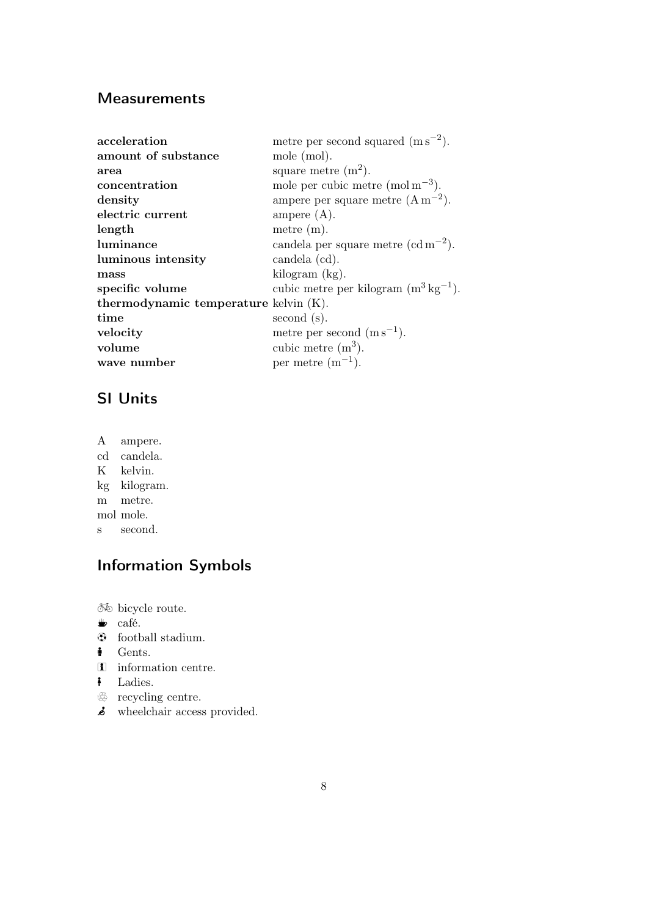## Measurements

**acceleration** metre per second squared ($\mathrm{m\,s^{-2}}$).
**amount of substance** mole (mol).
**area** square metre ($\mathrm{m^2}$).
**concentration** mole per cubic metre ($\mathrm{mol\,m^{-3}}$).
**density** ampere per square metre ($\mathrm{A\,m^{-2}}$).
**electric current** ampere (A).
**length** metre (m).
**luminance** candela per square metre ($\mathrm{cd\,m^{-2}}$).
**luminous intensity** candela (cd).
**mass** kilogram (kg).
**specific volume** cubic metre per kilogram ($\mathrm{m^3\,kg^{-1}}$).
**thermodynamic temperature** kelvin (K).
**time** second (s).
**velocity** metre per second ($\mathrm{m\,s^{-1}}$).
**volume** cubic metre ($\mathrm{m^3}$).
**wave number** per metre ($\mathrm{m^{-1}}$).

## SI Units

A ampere.
cd candela.
K kelvin.
kg kilogram.
m metre.
mol mole.
s second.

## Information Symbols

🚲 bicycle route.
☕ café.
⚽ football stadium.
🚹 Gents.
ℹ information centre.
🚺 Ladies.
♲ recycling centre.
♿ wheelchair access provided.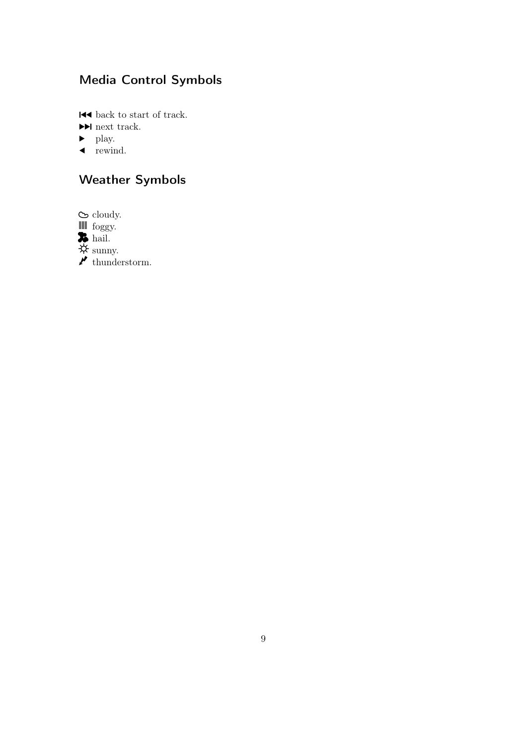## Media Control Symbols

⏮ back to start of track.
⏭ next track.
▶ play.
◀ rewind.

## Weather Symbols

☁ cloudy.
▦ foggy.
☗ hail.
☼ sunny.
⚡ thunderstorm.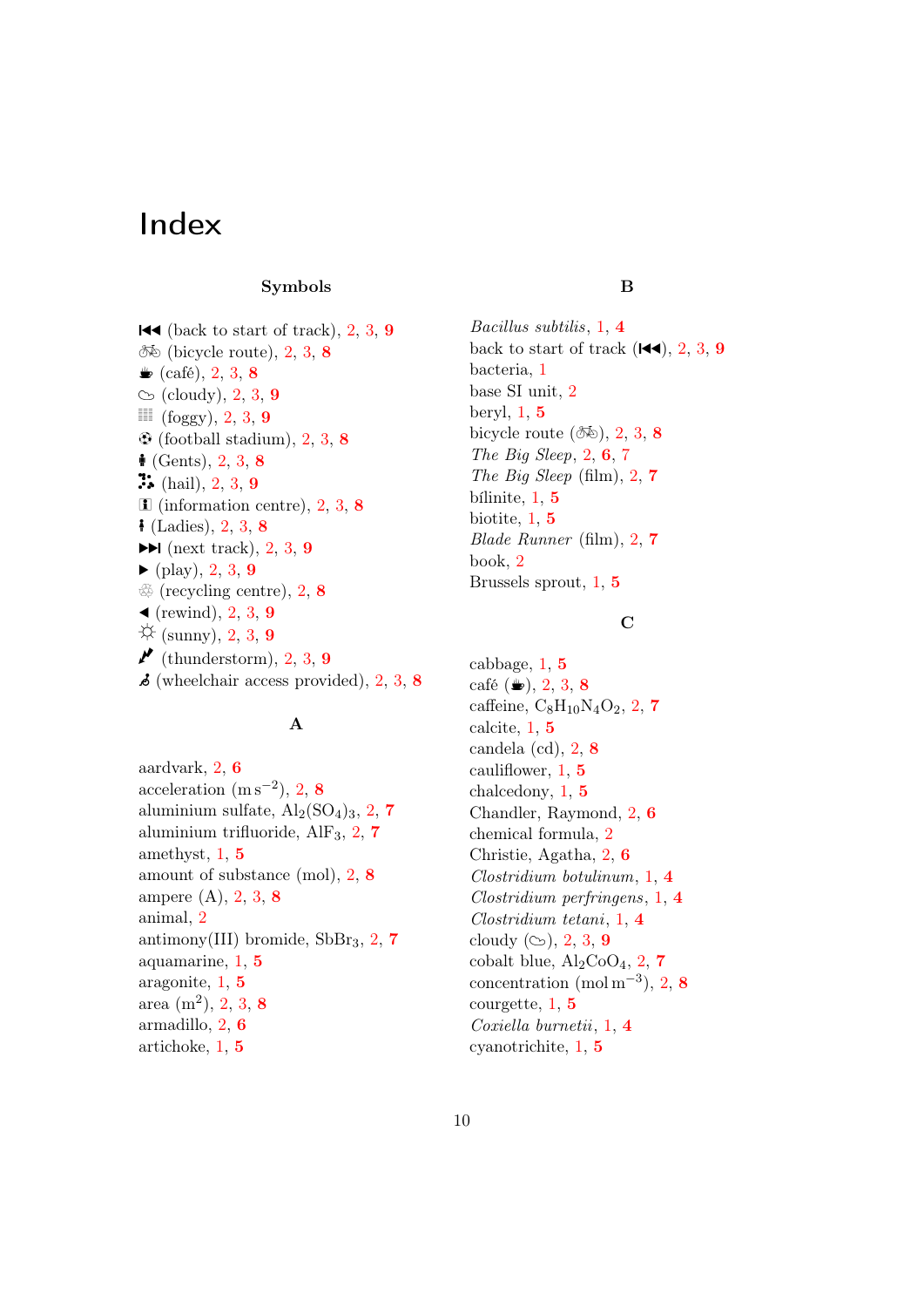# Index

### Symbols

⏮ (back to start of track), 2, 3, **9**
🚲 (bicycle route), 2, 3, **8**
☕ (café), 2, 3, **8**
☁ (cloudy), 2, 3, **9**
▦ (foggy), 2, 3, **9**
⚽ (football stadium), 2, 3, **8**
🚹 (Gents), 2, 3, **8**
⁂ (hail), 2, 3, **9**
ℹ (information centre), 2, 3, **8**
🚺 (Ladies), 2, 3, **8**
⏭ (next track), 2, 3, **9**
▶ (play), 2, 3, **9**
♲ (recycling centre), 2, **8**
◀ (rewind), 2, 3, **9**
☼ (sunny), 2, 3, **9**
⚡ (thunderstorm), 2, 3, **9**
♿ (wheelchair access provided), 2, 3, **8**

### A

aardvark, 2, **6**
acceleration ($\mathrm{m\,s^{-2}}$), 2, **8**
aluminium sulfate, $Al_2(SO_4)_3$, 2, **7**
aluminium trifluoride, $AlF_3$, 2, **7**
amethyst, 1, **5**
amount of substance (mol), 2, **8**
ampere (A), 2, 3, **8**
animal, 2
antimony(III) bromide, $SbBr_3$, 2, **7**
aquamarine, 1, **5**
aragonite, 1, **5**
area ($\mathrm{m^2}$), 2, 3, **8**
armadillo, 2, **6**
artichoke, 1, **5**

### B

*Bacillus subtilis*, 1, **4**
back to start of track (⏮), 2, 3, **9**
bacteria, 1
base SI unit, 2
beryl, 1, **5**
bicycle route (🚲), 2, 3, **8**
*The Big Sleep*, 2, **6**, 7
*The Big Sleep* (film), 2, **7**
bílinite, 1, **5**
biotite, 1, **5**
*Blade Runner* (film), 2, **7**
book, 2
Brussels sprout, 1, **5**

### C

cabbage, 1, **5**
café (☕), 2, 3, **8**
caffeine, $C_8H_{10}N_4O_2$, 2, **7**
calcite, 1, **5**
candela (cd), 2, **8**
cauliflower, 1, **5**
chalcedony, 1, **5**
Chandler, Raymond, 2, **6**
chemical formula, 2
Christie, Agatha, 2, **6**
*Clostridium botulinum*, 1, **4**
*Clostridium perfringens*, 1, **4**
*Clostridium tetani*, 1, **4**
cloudy (☁), 2, 3, **9**
cobalt blue, $Al_2CoO_4$, 2, **7**
concentration ($\mathrm{mol\,m^{-3}}$), 2, **8**
courgette, 1, **5**
*Coxiella burnetii*, 1, **4**
cyanotrichite, 1, **5**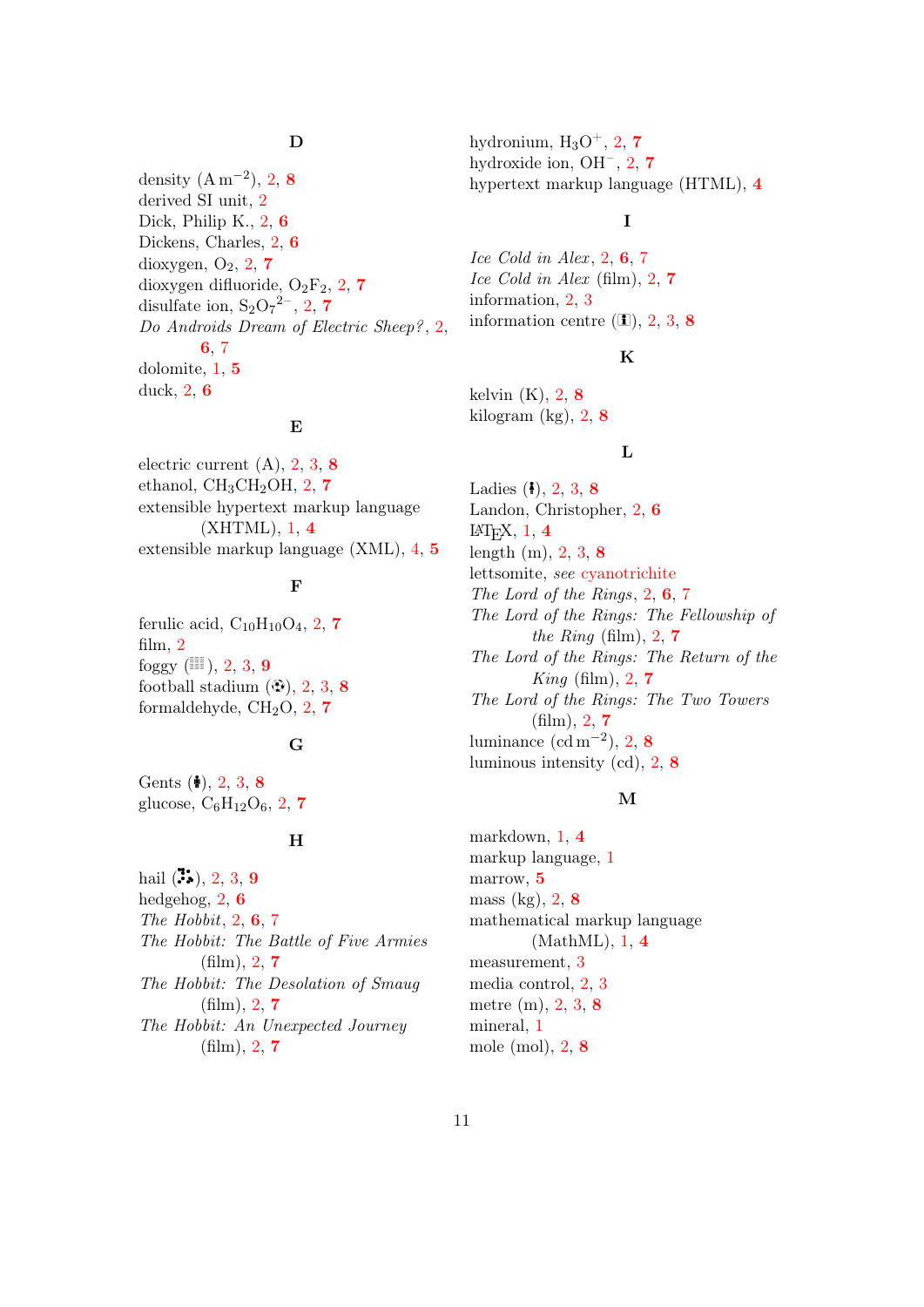## D

density ($\mathrm{A\,m^{-2}}$), 2, **8**
derived SI unit, 2
Dick, Philip K., 2, **6**
Dickens, Charles, 2, **6**
dioxygen, $O_2$, 2, **7**
dioxygen difluoride, $O_2F_2$, 2, **7**
disulfate ion, $S_2O_7{}^{2-}$, 2, **7**
*Do Androids Dream of Electric Sheep?*, 2, **6**, 7
dolomite, 1, **5**
duck, 2, **6**

## E

electric current (A), 2, 3, **8**
ethanol, $CH_3CH_2OH$, 2, **7**
extensible hypertext markup language (XHTML), 1, **4**
extensible markup language (XML), 4, **5**

## F

ferulic acid, $C_{10}H_{10}O_4$, 2, **7**
film, 2
foggy (🌫), 2, 3, **9**
football stadium (⚽), 2, 3, **8**
formaldehyde, $CH_2O$, 2, **7**

## G

Gents (🚹), 2, 3, **8**
glucose, $C_6H_{12}O_6$, 2, **7**

## H

hail (🌨), 2, 3, **9**
hedgehog, 2, **6**
*The Hobbit*, 2, **6**, 7
*The Hobbit: The Battle of Five Armies* (film), 2, **7**
*The Hobbit: The Desolation of Smaug* (film), 2, **7**
*The Hobbit: An Unexpected Journey* (film), 2, **7**
hydronium, $H_3O^+$, 2, **7**
hydroxide ion, $OH^-$, 2, **7**
hypertext markup language (HTML), **4**

## I

*Ice Cold in Alex*, 2, **6**, 7
*Ice Cold in Alex* (film), 2, **7**
information, 2, 3
information centre (ℹ), 2, 3, **8**

## K

kelvin (K), 2, **8**
kilogram (kg), 2, **8**

## L

Ladies (🚺), 2, 3, **8**
Landon, Christopher, 2, **6**
LaTeX, 1, **4**
length (m), 2, 3, **8**
lettsomite, *see* cyanotrichite
*The Lord of the Rings*, 2, **6**, 7
*The Lord of the Rings: The Fellowship of the Ring* (film), 2, **7**
*The Lord of the Rings: The Return of the King* (film), 2, **7**
*The Lord of the Rings: The Two Towers* (film), 2, **7**
luminance ($\mathrm{cd\,m^{-2}}$), 2, **8**
luminous intensity (cd), 2, **8**

## M

markdown, 1, **4**
markup language, 1
marrow, **5**
mass (kg), 2, **8**
mathematical markup language (MathML), 1, **4**
measurement, 3
media control, 2, 3
metre (m), 2, 3, **8**
mineral, 1
mole (mol), 2, **8**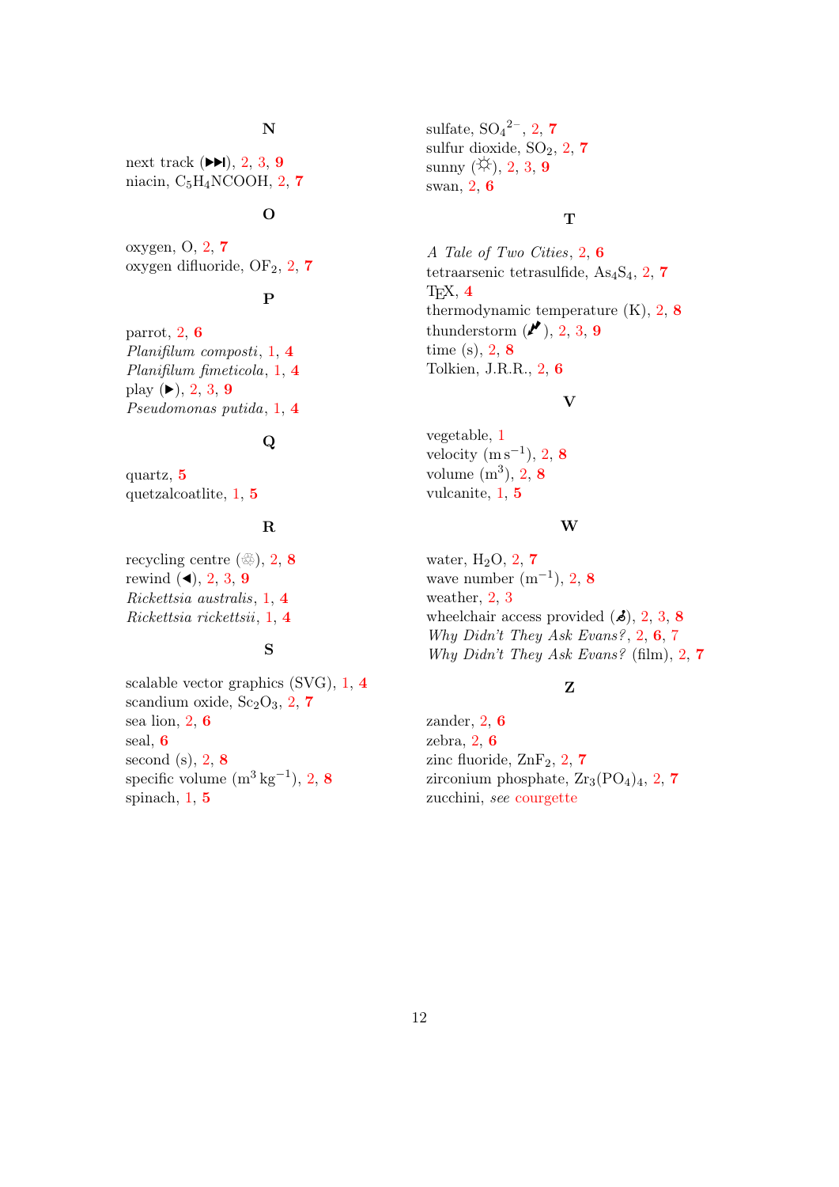## N

next track (⏭), 2, 3, **9**
niacin, $C_5H_4NCOOH$, 2, **7**

## O

oxygen, O, 2, **7**
oxygen difluoride, $OF_2$, 2, **7**

## P

parrot, 2, **6**
*Planifilum composti*, 1, **4**
*Planifilum fimeticola*, 1, **4**
play (▶), 2, 3, **9**
*Pseudomonas putida*, 1, **4**

## Q

quartz, **5**
quetzalcoatlite, 1, **5**

## R

recycling centre (♲), 2, **8**
rewind (◀), 2, 3, **9**
*Rickettsia australis*, 1, **4**
*Rickettsia rickettsii*, 1, **4**

## S

scalable vector graphics (SVG), 1, **4**
scandium oxide, $Sc_2O_3$, 2, **7**
sea lion, 2, **6**
seal, **6**
second (s), 2, **8**
specific volume ($m^3\,kg^{-1}$), 2, **8**
spinach, 1, **5**
sulfate, $SO_4{}^{2-}$, 2, **7**
sulfur dioxide, $SO_2$, 2, **7**
sunny (☼), 2, 3, **9**
swan, 2, **6**

## T

*A Tale of Two Cities*, 2, **6**
tetraarsenic tetrasulfide, $As_4S_4$, 2, **7**
TeX, **4**
thermodynamic temperature (K), 2, **8**
thunderstorm (☇), 2, 3, **9**
time (s), 2, **8**
Tolkien, J.R.R., 2, **6**

## V

vegetable, 1
velocity ($m\,s^{-1}$), 2, **8**
volume ($m^3$), 2, **8**
vulcanite, 1, **5**

## W

water, $H_2O$, 2, **7**
wave number ($m^{-1}$), 2, **8**
weather, 2, 3
wheelchair access provided (♿), 2, 3, **8**
*Why Didn't They Ask Evans?*, 2, **6**, 7
*Why Didn't They Ask Evans?* (film), 2, **7**

## Z

zander, 2, **6**
zebra, 2, **6**
zinc fluoride, $ZnF_2$, 2, **7**
zirconium phosphate, $Zr_3(PO_4)_4$, 2, **7**
zucchini, *see* courgette